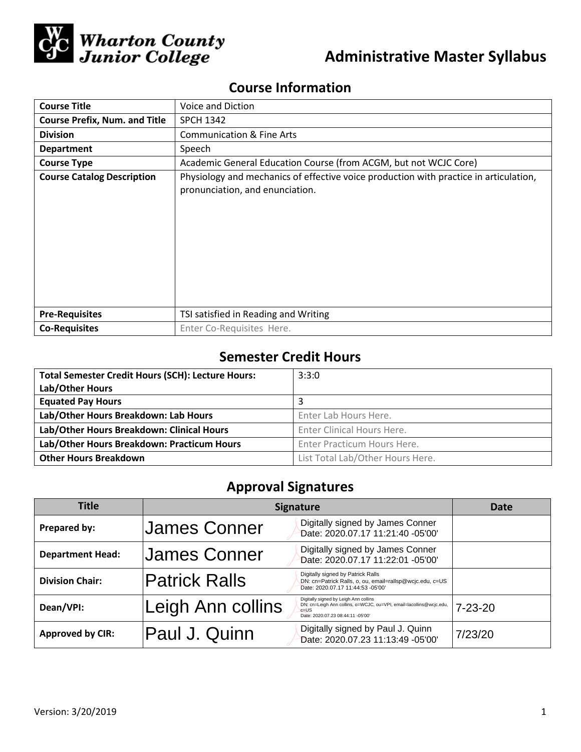Wharton County Junior College

# Administrative Master Syllabus

## Course Information

| | |
|---|---|
| **Course Title** | Voice and Diction |
| **Course Prefix, Num. and Title** | SPCH 1342 |
| **Division** | Communication & Fine Arts |
| **Department** | Speech |
| **Course Type** | Academic General Education Course (from ACGM, but not WCJC Core) |
| **Course Catalog Description** | Physiology and mechanics of effective voice production with practice in articulation, pronunciation, and enunciation. |
| **Pre-Requisites** | TSI satisfied in Reading and Writing |
| **Co-Requisites** | Enter Co-Requisites Here. |

## Semester Credit Hours

| | |
|---|---|
| **Total Semester Credit Hours (SCH): Lecture Hours: Lab/Other Hours** | 3:3:0 |
| **Equated Pay Hours** | 3 |
| **Lab/Other Hours Breakdown: Lab Hours** | Enter Lab Hours Here. |
| **Lab/Other Hours Breakdown: Clinical Hours** | Enter Clinical Hours Here. |
| **Lab/Other Hours Breakdown: Practicum Hours** | Enter Practicum Hours Here. |
| **Other Hours Breakdown** | List Total Lab/Other Hours Here. |

## Approval Signatures

| Title | Signature | Date |
|---|---|---|
| **Prepared by:** | James Conner — Digitally signed by James Conner Date: 2020.07.17 11:21:40 -05'00' | |
| **Department Head:** | James Conner — Digitally signed by James Conner Date: 2020.07.17 11:22:01 -05'00' | |
| **Division Chair:** | Patrick Ralls — Digitally signed by Patrick Ralls DN: cn=Patrick Ralls, o, ou, email=rallsp@wcjc.edu, c=US Date: 2020.07.17 11:44:53 -05'00' | |
| **Dean/VPI:** | Leigh Ann collins — Digitally signed by Leigh Ann collins DN: cn=Leigh Ann collins, o=WCJC, ou=VPI, email=lacollins@wcjc.edu, c=US Date: 2020.07.23 08:44:11 -05'00' | 7-23-20 |
| **Approved by CIR:** | Paul J. Quinn — Digitally signed by Paul J. Quinn Date: 2020.07.23 11:13:49 -05'00' | 7/23/20 |

Version: 3/20/2019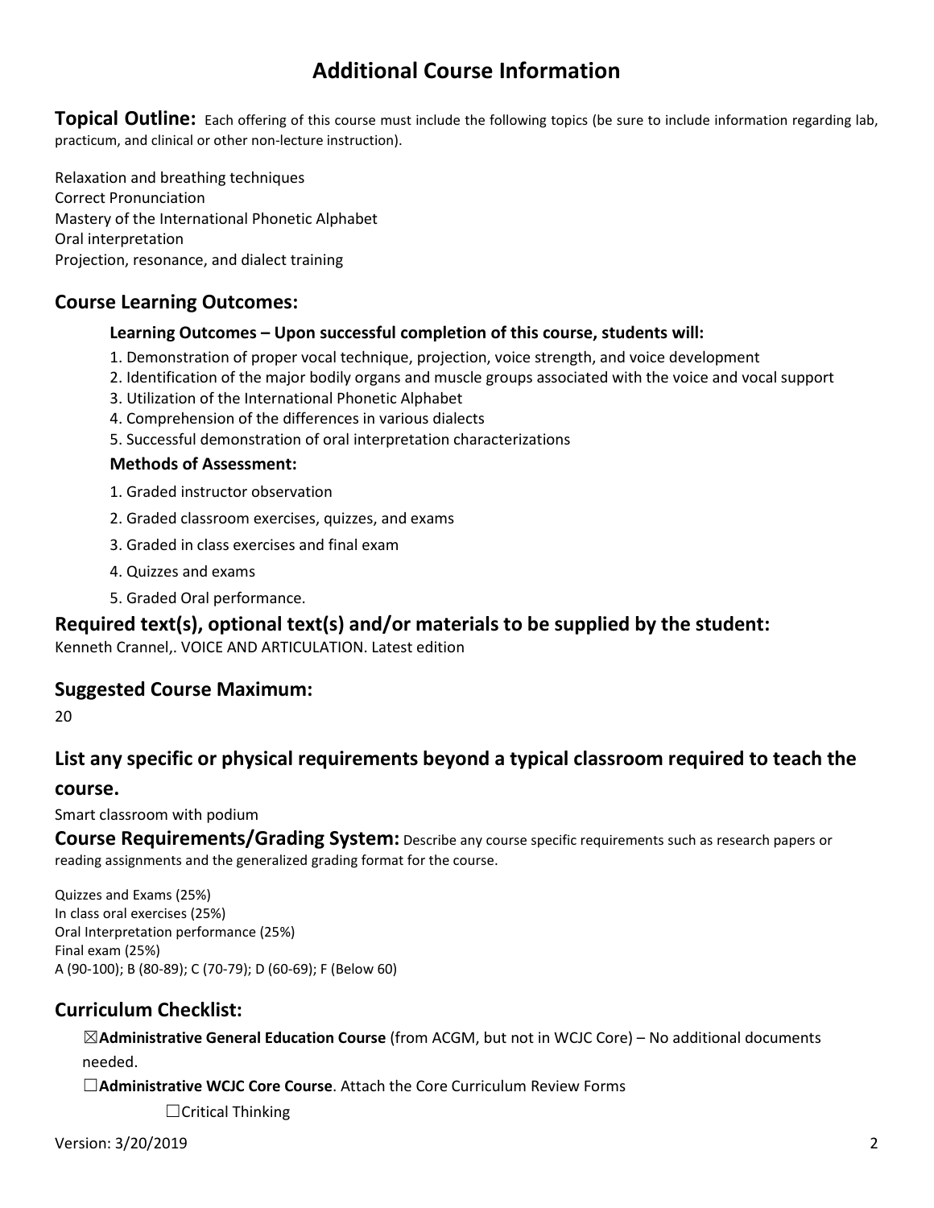# Additional Course Information

**Topical Outline:** Each offering of this course must include the following topics (be sure to include information regarding lab, practicum, and clinical or other non-lecture instruction).

Relaxation and breathing techniques
Correct Pronunciation
Mastery of the International Phonetic Alphabet
Oral interpretation
Projection, resonance, and dialect training

## Course Learning Outcomes:

### Learning Outcomes – Upon successful completion of this course, students will:

1. Demonstration of proper vocal technique, projection, voice strength, and voice development
2. Identification of the major bodily organs and muscle groups associated with the voice and vocal support
3. Utilization of the International Phonetic Alphabet
4. Comprehension of the differences in various dialects
5. Successful demonstration of oral interpretation characterizations

### Methods of Assessment:

1. Graded instructor observation
2. Graded classroom exercises, quizzes, and exams
3. Graded in class exercises and final exam
4. Quizzes and exams
5. Graded Oral performance.

## Required text(s), optional text(s) and/or materials to be supplied by the student:

Kenneth Crannel,. VOICE AND ARTICULATION. Latest edition

## Suggested Course Maximum:

20

## List any specific or physical requirements beyond a typical classroom required to teach the course.

Smart classroom with podium

**Course Requirements/Grading System:** Describe any course specific requirements such as research papers or reading assignments and the generalized grading format for the course.

Quizzes and Exams (25%)
In class oral exercises (25%)
Oral Interpretation performance (25%)
Final exam (25%)
A (90-100); B (80-89); C (70-79); D (60-69); F (Below 60)

## Curriculum Checklist:

☒**Administrative General Education Course** (from ACGM, but not in WCJC Core) – No additional documents needed.

☐**Administrative WCJC Core Course**. Attach the Core Curriculum Review Forms

☐Critical Thinking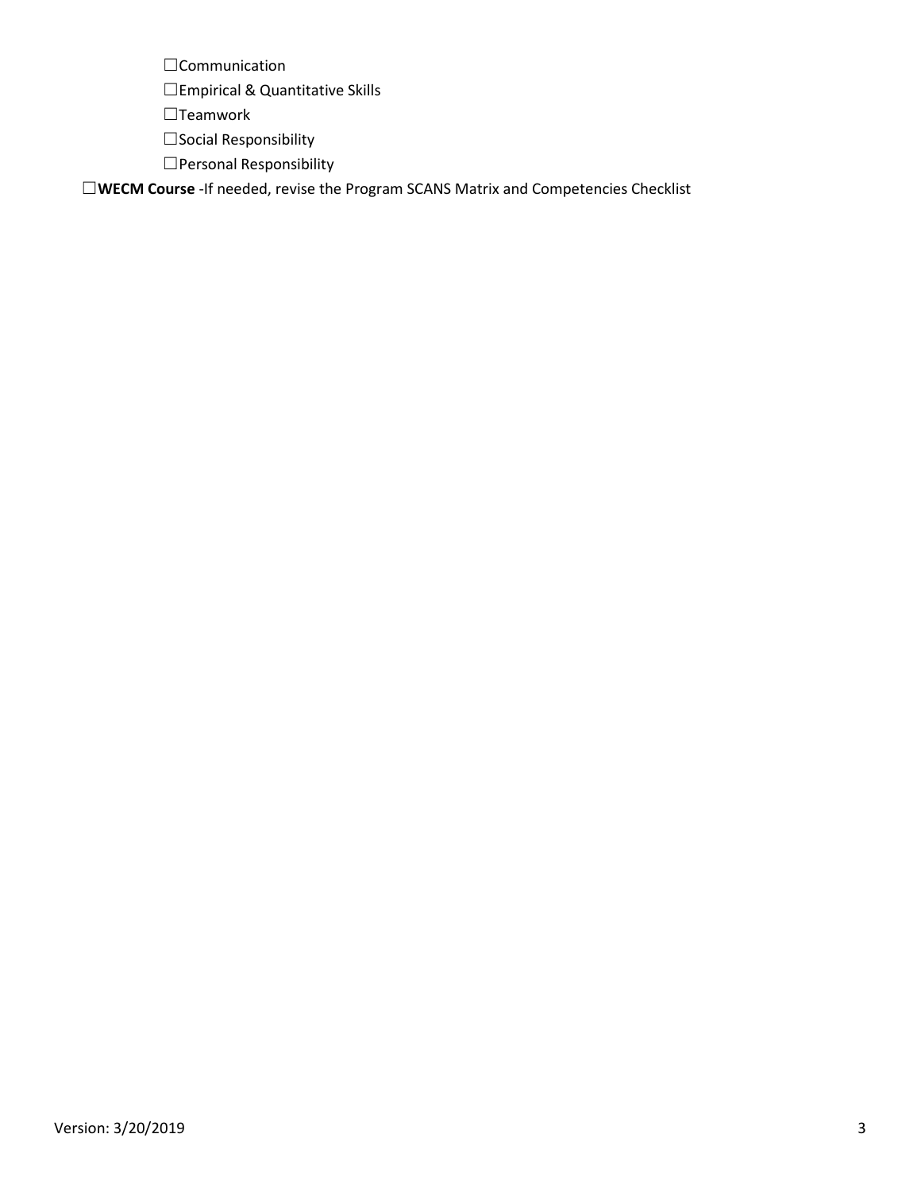- ☐Communication
- ☐Empirical & Quantitative Skills
- ☐Teamwork
- ☐Social Responsibility
- ☐Personal Responsibility

☐**WECM Course** -If needed, revise the Program SCANS Matrix and Competencies Checklist

Version: 3/20/2019